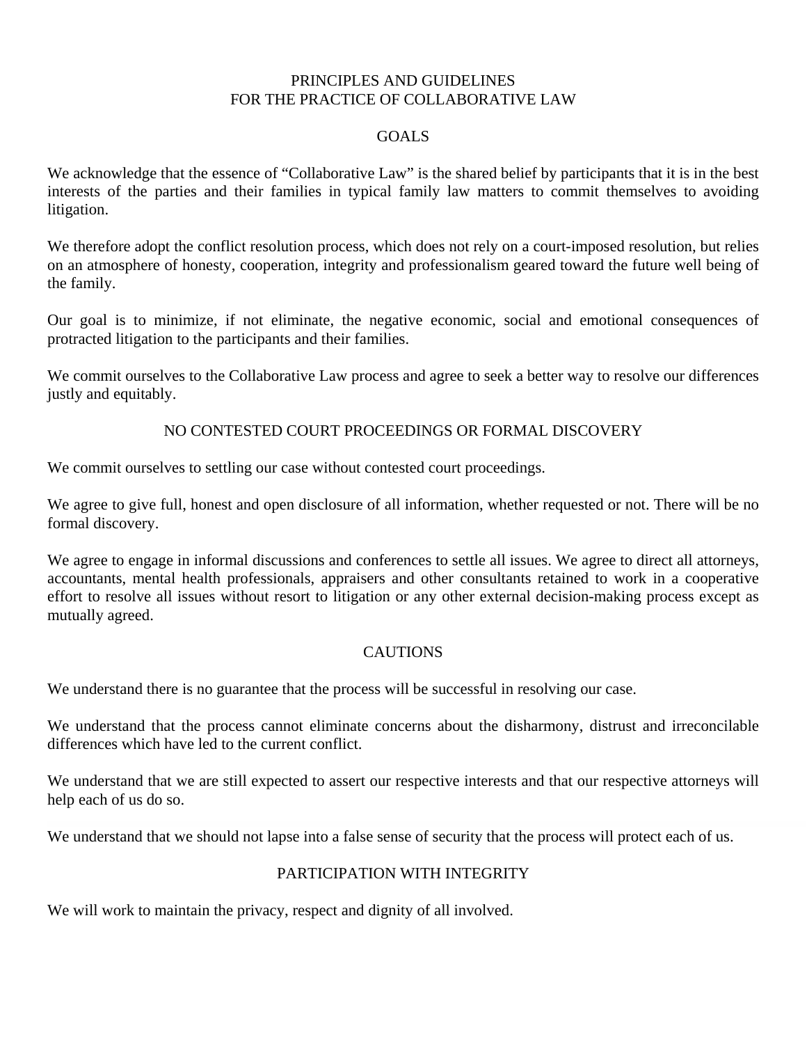# PRINCIPLES AND GUIDELINES FOR THE PRACTICE OF COLLABORATIVE LAW

## GOALS

We acknowledge that the essence of "Collaborative Law" is the shared belief by participants that it is in the best interests of the parties and their families in typical family law matters to commit themselves to avoiding litigation.

We therefore adopt the conflict resolution process, which does not rely on a court-imposed resolution, but relies on an atmosphere of honesty, cooperation, integrity and professionalism geared toward the future well being of the family.

Our goal is to minimize, if not eliminate, the negative economic, social and emotional consequences of protracted litigation to the participants and their families.

We commit ourselves to the Collaborative Law process and agree to seek a better way to resolve our differences justly and equitably.

## NO CONTESTED COURT PROCEEDINGS OR FORMAL DISCOVERY

We commit ourselves to settling our case without contested court proceedings.

We agree to give full, honest and open disclosure of all information, whether requested or not. There will be no formal discovery.

We agree to engage in informal discussions and conferences to settle all issues. We agree to direct all attorneys, accountants, mental health professionals, appraisers and other consultants retained to work in a cooperative effort to resolve all issues without resort to litigation or any other external decision-making process except as mutually agreed.

## CAUTIONS

We understand there is no guarantee that the process will be successful in resolving our case.

We understand that the process cannot eliminate concerns about the disharmony, distrust and irreconcilable differences which have led to the current conflict.

We understand that we are still expected to assert our respective interests and that our respective attorneys will help each of us do so.

We understand that we should not lapse into a false sense of security that the process will protect each of us.

## PARTICIPATION WITH INTEGRITY

We will work to maintain the privacy, respect and dignity of all involved.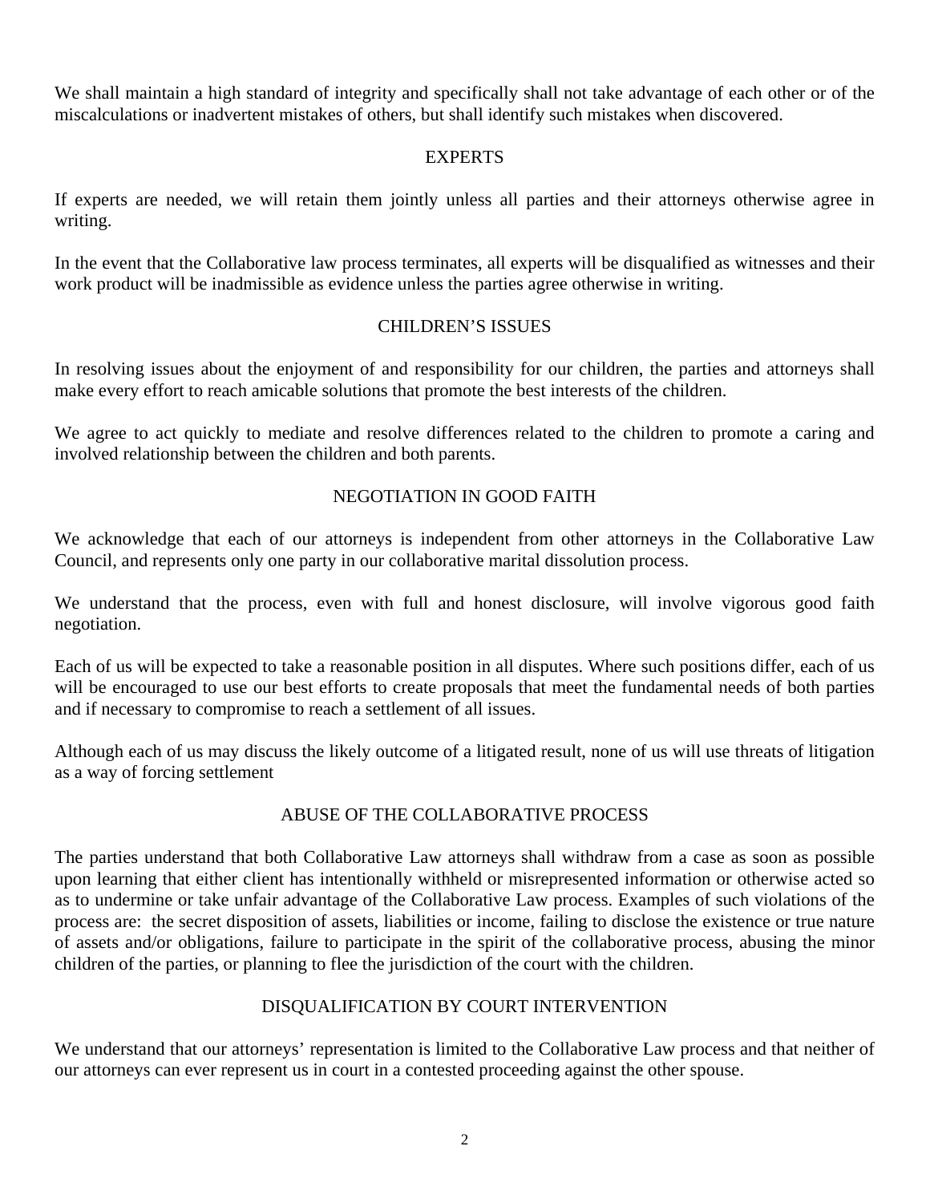We shall maintain a high standard of integrity and specifically shall not take advantage of each other or of the miscalculations or inadvertent mistakes of others, but shall identify such mistakes when discovered.

## EXPERTS

If experts are needed, we will retain them jointly unless all parties and their attorneys otherwise agree in writing.

In the event that the Collaborative law process terminates, all experts will be disqualified as witnesses and their work product will be inadmissible as evidence unless the parties agree otherwise in writing.

## CHILDREN'S ISSUES

In resolving issues about the enjoyment of and responsibility for our children, the parties and attorneys shall make every effort to reach amicable solutions that promote the best interests of the children.

We agree to act quickly to mediate and resolve differences related to the children to promote a caring and involved relationship between the children and both parents.

## NEGOTIATION IN GOOD FAITH

We acknowledge that each of our attorneys is independent from other attorneys in the Collaborative Law Council, and represents only one party in our collaborative marital dissolution process.

We understand that the process, even with full and honest disclosure, will involve vigorous good faith negotiation.

Each of us will be expected to take a reasonable position in all disputes. Where such positions differ, each of us will be encouraged to use our best efforts to create proposals that meet the fundamental needs of both parties and if necessary to compromise to reach a settlement of all issues.

Although each of us may discuss the likely outcome of a litigated result, none of us will use threats of litigation as a way of forcing settlement

## ABUSE OF THE COLLABORATIVE PROCESS

The parties understand that both Collaborative Law attorneys shall withdraw from a case as soon as possible upon learning that either client has intentionally withheld or misrepresented information or otherwise acted so as to undermine or take unfair advantage of the Collaborative Law process. Examples of such violations of the process are: the secret disposition of assets, liabilities or income, failing to disclose the existence or true nature of assets and/or obligations, failure to participate in the spirit of the collaborative process, abusing the minor children of the parties, or planning to flee the jurisdiction of the court with the children.

## DISQUALIFICATION BY COURT INTERVENTION

We understand that our attorneys' representation is limited to the Collaborative Law process and that neither of our attorneys can ever represent us in court in a contested proceeding against the other spouse.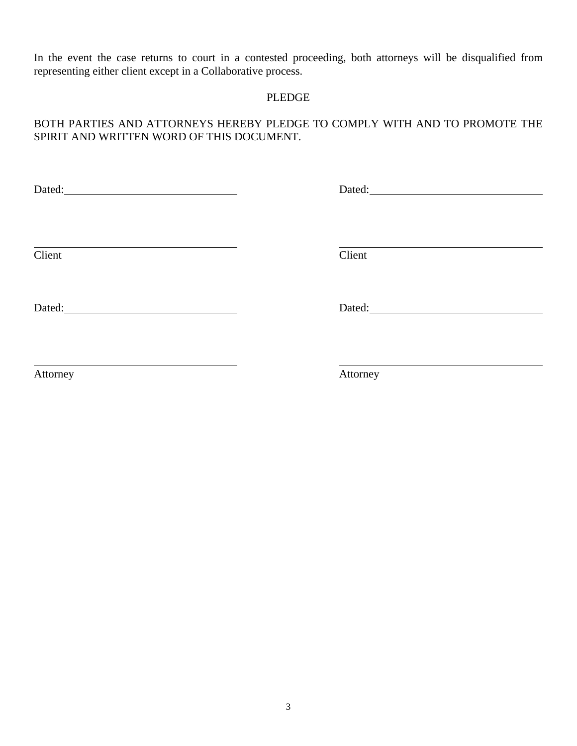In the event the case returns to court in a contested proceeding, both attorneys will be disqualified from representing either client except in a Collaborative process.

PLEDGE

BOTH PARTIES AND ATTORNEYS HEREBY PLEDGE TO COMPLY WITH AND TO PROMOTE THE SPIRIT AND WRITTEN WORD OF THIS DOCUMENT.

Dated:______________________________ Dated:______________________________

______________________________________ ______________________________________
Client Client

Dated:______________________________ Dated:______________________________

______________________________________ ______________________________________
Attorney Attorney